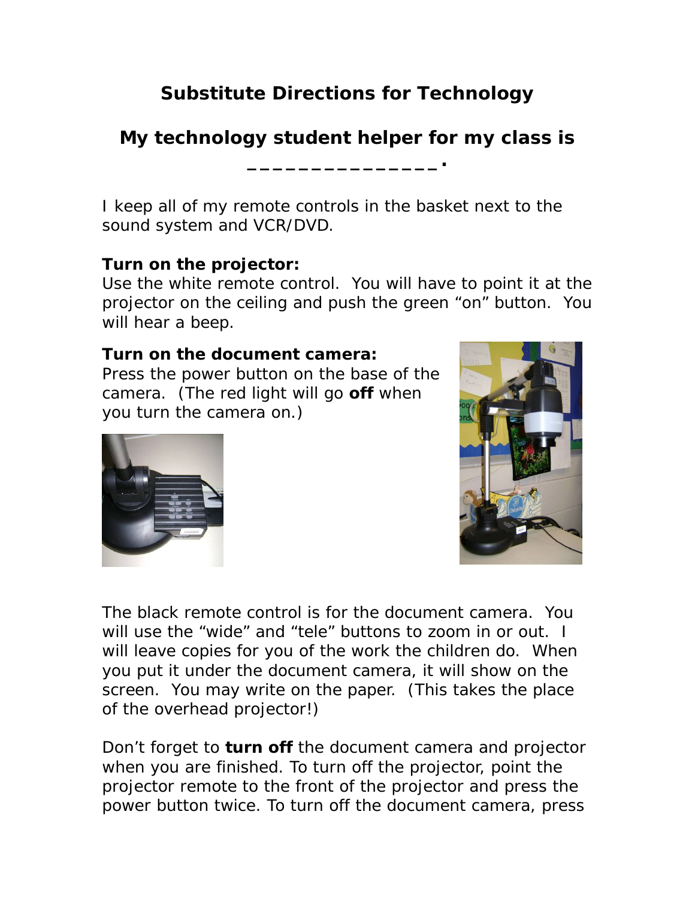# Substitute Directions for Technology

## My technology student helper for my class is _______________.

I keep all of my remote controls in the basket next to the sound system and VCR/DVD.

**Turn on the projector:**
Use the white remote control. You will have to point it at the projector on the ceiling and push the green "on" button. You will hear a beep.

**Turn on the document camera:**
Press the power button on the base of the camera. (The red light will go **off** when you turn the camera on.)

The black remote control is for the document camera. You will use the "wide" and "tele" buttons to zoom in or out. I will leave copies for you of the work the children do. When you put it under the document camera, it will show on the screen. You may write on the paper. (This takes the place of the overhead projector!)

Don't forget to **turn off** the document camera and projector when you are finished. To turn off the projector, point the projector remote to the front of the projector and press the power button twice. To turn off the document camera, press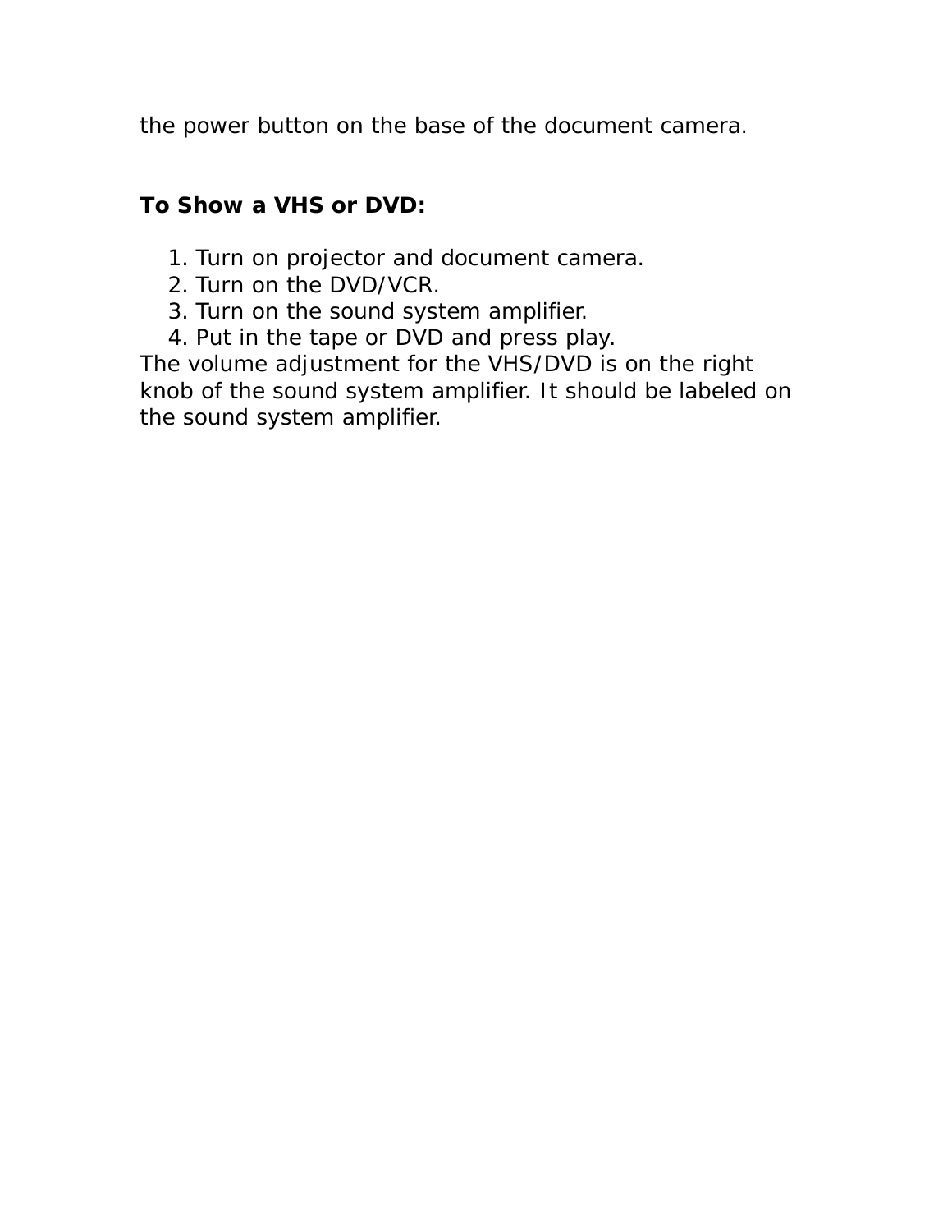the power button on the base of the document camera.

**To Show a VHS or DVD:**

1. Turn on projector and document camera.
2. Turn on the DVD/VCR.
3. Turn on the sound system amplifier.
4. Put in the tape or DVD and press play.

The volume adjustment for the VHS/DVD is on the right knob of the sound system amplifier. It should be labeled on the sound system amplifier.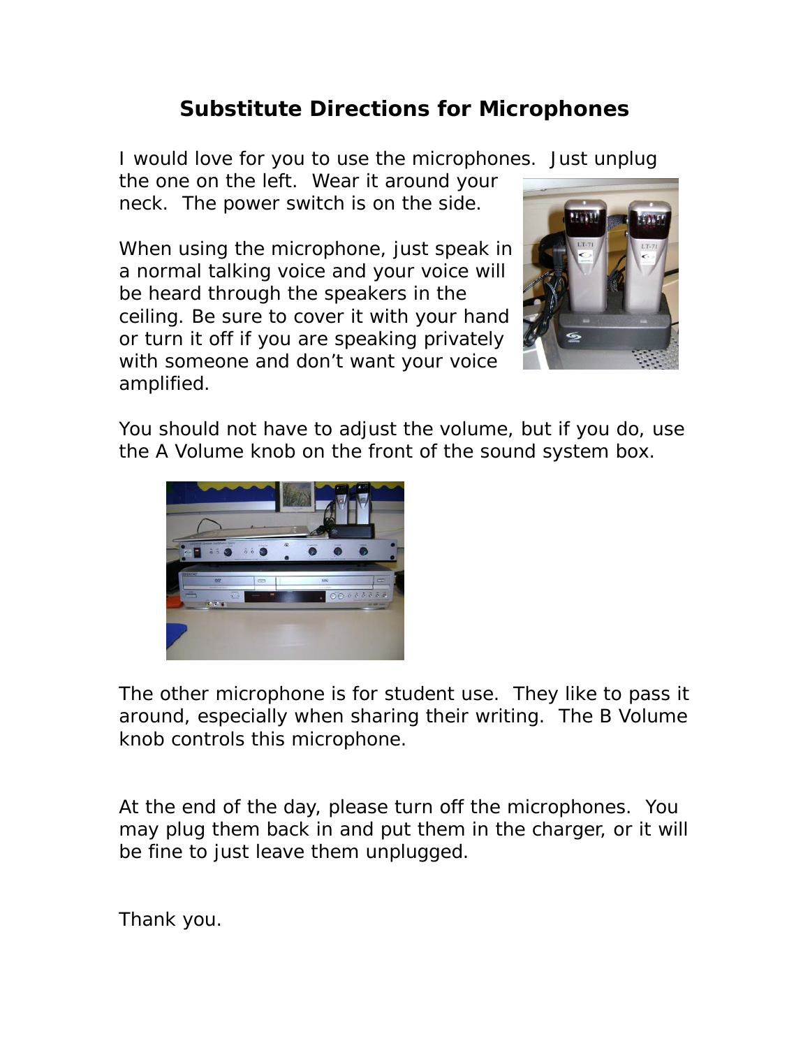# Substitute Directions for Microphones

I would love for you to use the microphones. Just unplug the one on the left. Wear it around your neck. The power switch is on the side.

When using the microphone, just speak in a normal talking voice and your voice will be heard through the speakers in the ceiling. Be sure to cover it with your hand or turn it off if you are speaking privately with someone and don't want your voice amplified.

You should not have to adjust the volume, but if you do, use the A Volume knob on the front of the sound system box.

The other microphone is for student use. They like to pass it around, especially when sharing their writing. The B Volume knob controls this microphone.

At the end of the day, please turn off the microphones. You may plug them back in and put them in the charger, or it will be fine to just leave them unplugged.

Thank you.